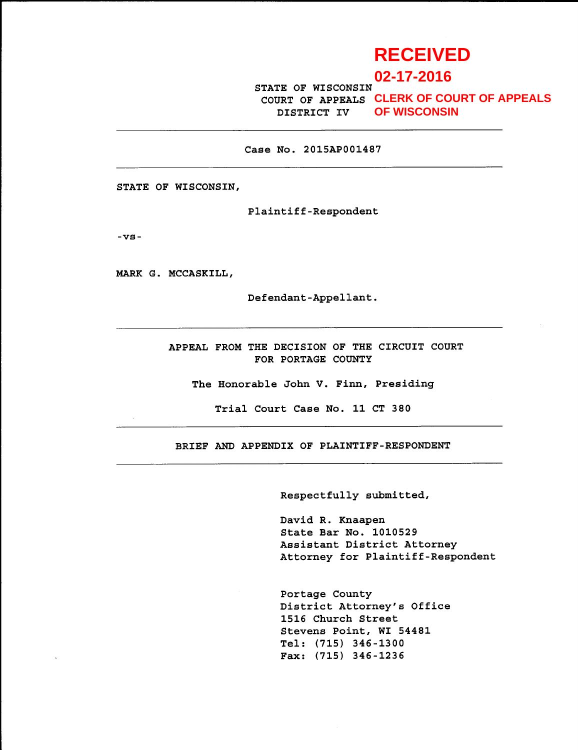RECEIVED

02-17-2016

CLERK OF COURT OF APPEALS OF WISCONSIN

STATE OF WISCONSIN
COURT OF APPEALS
DISTRICT IV

---

Case No. 2015AP001487

---

STATE OF WISCONSIN,

Plaintiff-Respondent

-vs-

MARK G. MCCASKILL,

Defendant-Appellant.

---

APPEAL FROM THE DECISION OF THE CIRCUIT COURT FOR PORTAGE COUNTY

The Honorable John V. Finn, Presiding

Trial Court Case No. 11 CT 380

---

BRIEF AND APPENDIX OF PLAINTIFF-RESPONDENT

---

Respectfully submitted,

David R. Knaapen
State Bar No. 1010529
Assistant District Attorney
Attorney for Plaintiff-Respondent

Portage County
District Attorney's Office
1516 Church Street
Stevens Point, WI 54481
Tel: (715) 346-1300
Fax: (715) 346-1236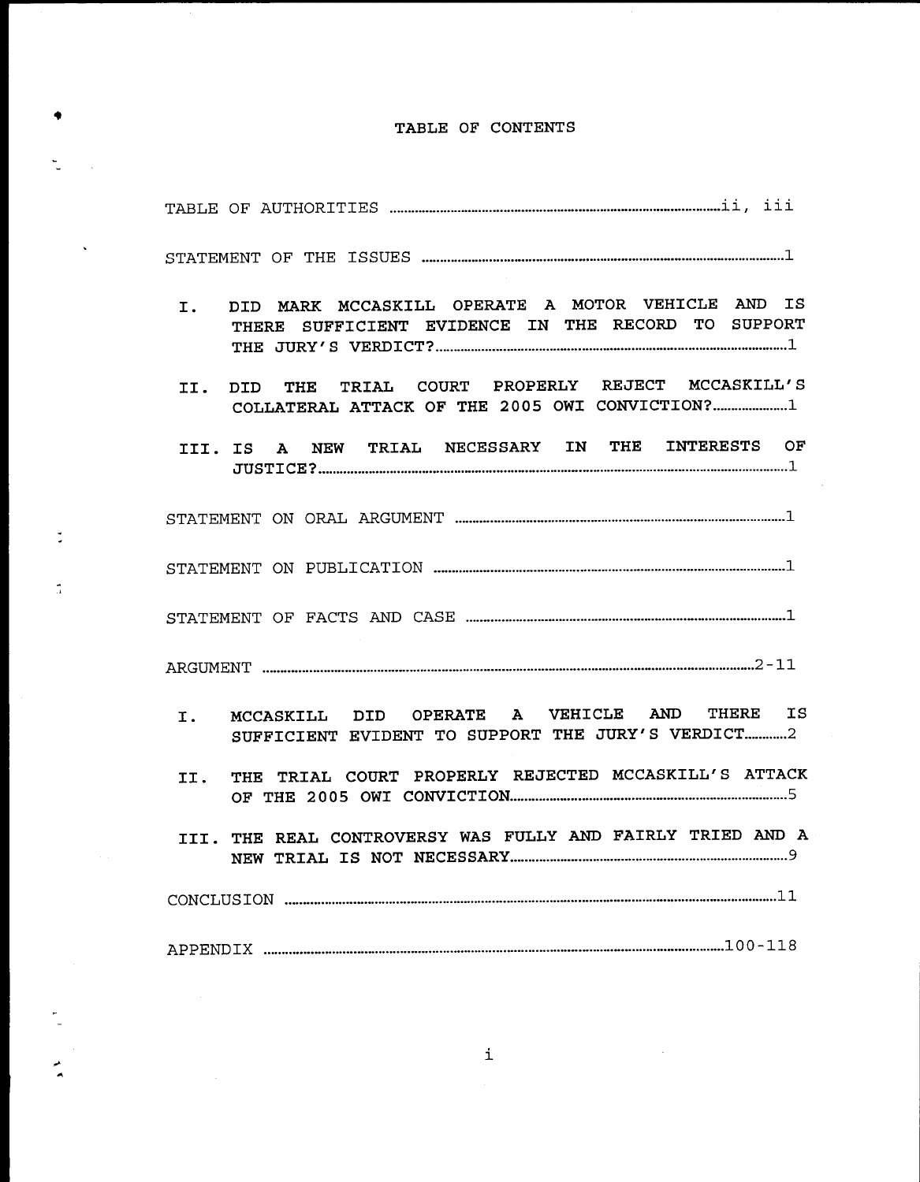# TABLE OF CONTENTS

TABLE OF AUTHORITIES ........................................ ii, iii

STATEMENT OF THE ISSUES ........................................ 1

I. DID MARK MCCASKILL OPERATE A MOTOR VEHICLE AND IS THERE SUFFICIENT EVIDENCE IN THE RECORD TO SUPPORT THE JURY'S VERDICT? ........................................ 1

II. DID THE TRIAL COURT PROPERLY REJECT MCCASKILL'S COLLATERAL ATTACK OF THE 2005 OWI CONVICTION? ........................................ 1

III. IS A NEW TRIAL NECESSARY IN THE INTERESTS OF JUSTICE? ........................................ 1

STATEMENT ON ORAL ARGUMENT ........................................ 1

STATEMENT ON PUBLICATION ........................................ 1

STATEMENT OF FACTS AND CASE ........................................ 1

ARGUMENT ........................................ 2-11

I. MCCASKILL DID OPERATE A VEHICLE AND THERE IS SUFFICIENT EVIDENT TO SUPPORT THE JURY'S VERDICT ........................................ 2

II. THE TRIAL COURT PROPERLY REJECTED MCCASKILL'S ATTACK OF THE 2005 OWI CONVICTION ........................................ 5

III. THE REAL CONTROVERSY WAS FULLY AND FAIRLY TRIED AND A NEW TRIAL IS NOT NECESSARY ........................................ 9

CONCLUSION ........................................ 11

APPENDIX ........................................ 100-118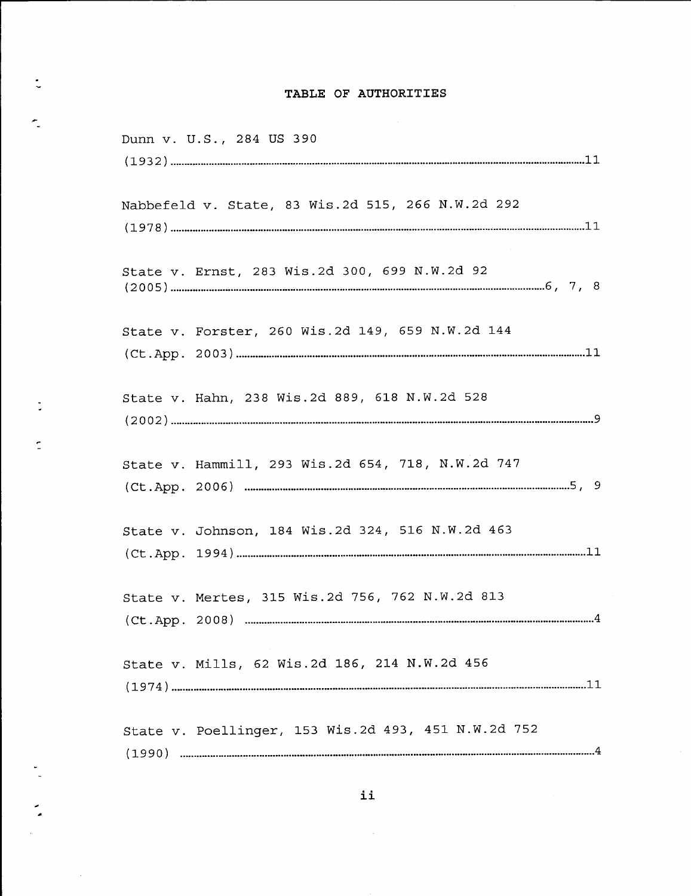## TABLE OF AUTHORITIES

Dunn v. U.S., 284 US 390 (1932) ........................................................ 11

Nabbefeld v. State, 83 Wis.2d 515, 266 N.W.2d 292 (1978) ........................................................ 11

State v. Ernst, 283 Wis.2d 300, 699 N.W.2d 92 (2005) ........................................................ 6, 7, 8

State v. Forster, 260 Wis.2d 149, 659 N.W.2d 144 (Ct.App. 2003) ........................................................ 11

State v. Hahn, 238 Wis.2d 889, 618 N.W.2d 528 (2002) ........................................................ 9

State v. Hammill, 293 Wis.2d 654, 718, N.W.2d 747 (Ct.App. 2006) ........................................................ 5, 9

State v. Johnson, 184 Wis.2d 324, 516 N.W.2d 463 (Ct.App. 1994) ........................................................ 11

State v. Mertes, 315 Wis.2d 756, 762 N.W.2d 813 (Ct.App. 2008) ........................................................ 4

State v. Mills, 62 Wis.2d 186, 214 N.W.2d 456 (1974) ........................................................ 11

State v. Poellinger, 153 Wis.2d 493, 451 N.W.2d 752 (1990) ........................................................ 4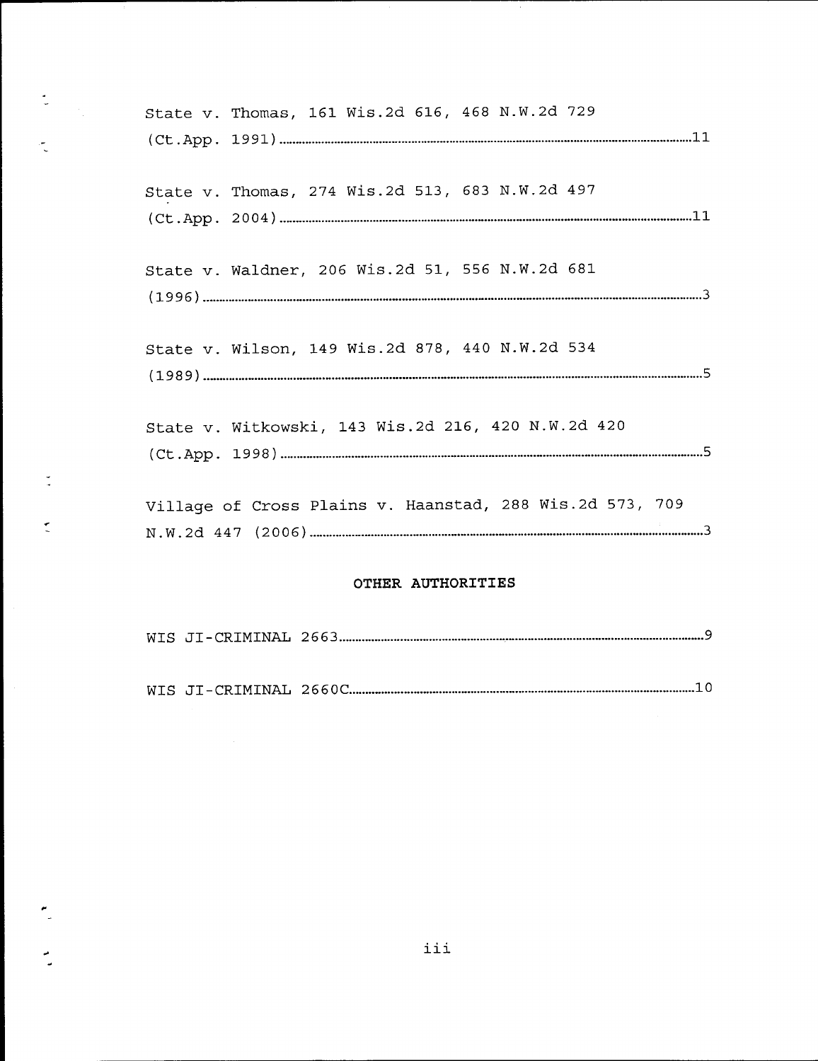State v. Thomas, 161 Wis.2d 616, 468 N.W.2d 729 (Ct.App. 1991) ........ 11

State v. Thomas, 274 Wis.2d 513, 683 N.W.2d 497 (Ct.App. 2004) ........ 11

State v. Waldner, 206 Wis.2d 51, 556 N.W.2d 681 (1996) ........ 3

State v. Wilson, 149 Wis.2d 878, 440 N.W.2d 534 (1989) ........ 5

State v. Witkowski, 143 Wis.2d 216, 420 N.W.2d 420 (Ct.App. 1998) ........ 5

Village of Cross Plains v. Haanstad, 288 Wis.2d 573, 709 N.W.2d 447 (2006) ........ 3

**OTHER AUTHORITIES**

WIS JI-CRIMINAL 2663 ........ 9

WIS JI-CRIMINAL 2660C ........ 10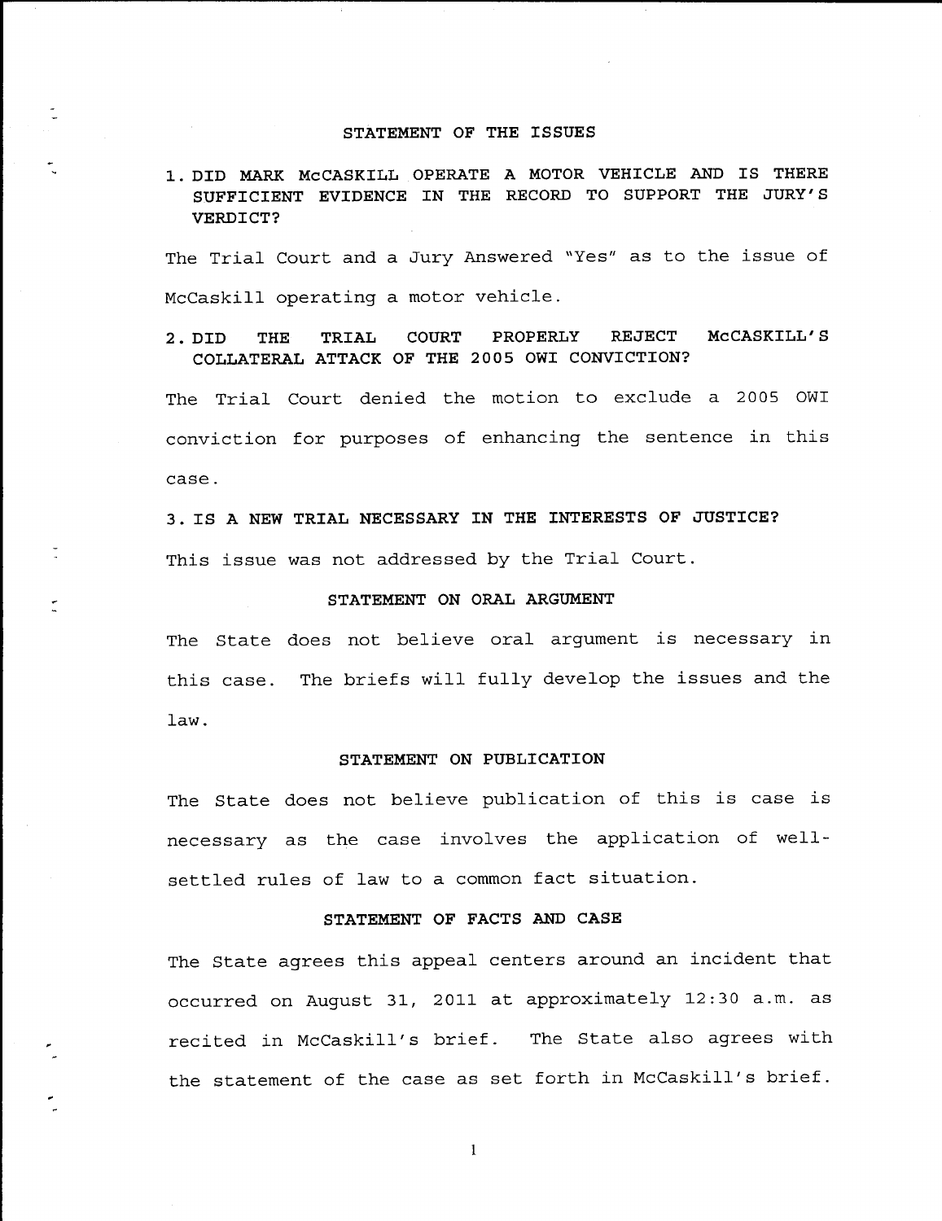## STATEMENT OF THE ISSUES

1. DID MARK McCASKILL OPERATE A MOTOR VEHICLE AND IS THERE SUFFICIENT EVIDENCE IN THE RECORD TO SUPPORT THE JURY'S VERDICT?

The Trial Court and a Jury Answered "Yes" as to the issue of McCaskill operating a motor vehicle.

2. DID THE TRIAL COURT PROPERLY REJECT McCASKILL'S COLLATERAL ATTACK OF THE 2005 OWI CONVICTION?

The Trial Court denied the motion to exclude a 2005 OWI conviction for purposes of enhancing the sentence in this case.

3. IS A NEW TRIAL NECESSARY IN THE INTERESTS OF JUSTICE?

This issue was not addressed by the Trial Court.

## STATEMENT ON ORAL ARGUMENT

The State does not believe oral argument is necessary in this case. The briefs will fully develop the issues and the law.

## STATEMENT ON PUBLICATION

The State does not believe publication of this is case is necessary as the case involves the application of well-settled rules of law to a common fact situation.

## STATEMENT OF FACTS AND CASE

The State agrees this appeal centers around an incident that occurred on August 31, 2011 at approximately 12:30 a.m. as recited in McCaskill's brief. The State also agrees with the statement of the case as set forth in McCaskill's brief.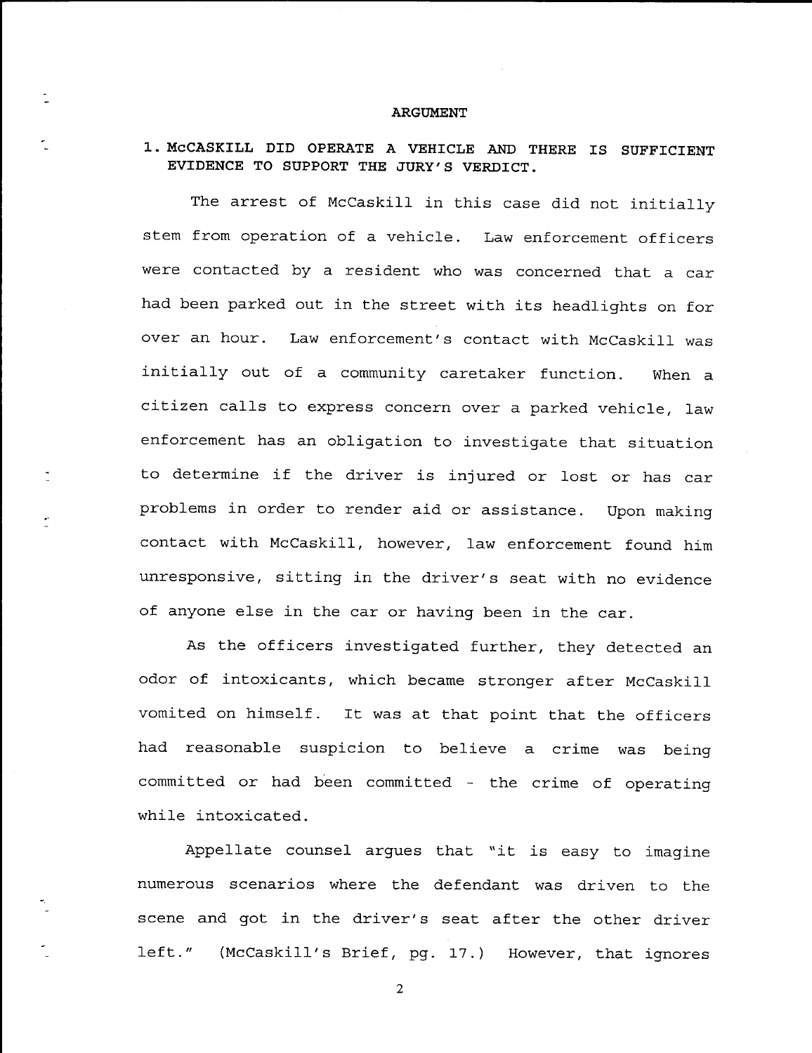## ARGUMENT

### 1. McCASKILL DID OPERATE A VEHICLE AND THERE IS SUFFICIENT EVIDENCE TO SUPPORT THE JURY'S VERDICT.

The arrest of McCaskill in this case did not initially stem from operation of a vehicle. Law enforcement officers were contacted by a resident who was concerned that a car had been parked out in the street with its headlights on for over an hour. Law enforcement's contact with McCaskill was initially out of a community caretaker function. When a citizen calls to express concern over a parked vehicle, law enforcement has an obligation to investigate that situation to determine if the driver is injured or lost or has car problems in order to render aid or assistance. Upon making contact with McCaskill, however, law enforcement found him unresponsive, sitting in the driver's seat with no evidence of anyone else in the car or having been in the car.

As the officers investigated further, they detected an odor of intoxicants, which became stronger after McCaskill vomited on himself. It was at that point that the officers had reasonable suspicion to believe a crime was being committed or had been committed - the crime of operating while intoxicated.

Appellate counsel argues that "it is easy to imagine numerous scenarios where the defendant was driven to the scene and got in the driver's seat after the other driver left." (McCaskill's Brief, pg. 17.) However, that ignores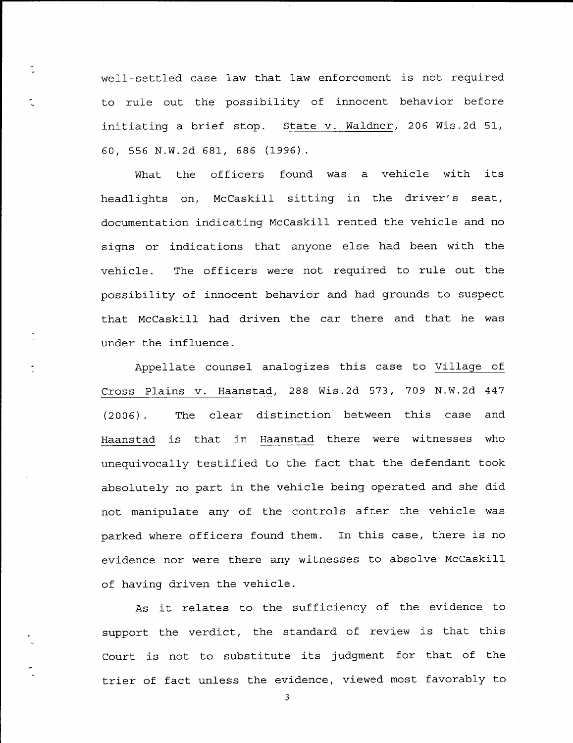well-settled case law that law enforcement is not required to rule out the possibility of innocent behavior before initiating a brief stop. State v. Waldner, 206 Wis.2d 51, 60, 556 N.W.2d 681, 686 (1996).

What the officers found was a vehicle with its headlights on, McCaskill sitting in the driver's seat, documentation indicating McCaskill rented the vehicle and no signs or indications that anyone else had been with the vehicle. The officers were not required to rule out the possibility of innocent behavior and had grounds to suspect that McCaskill had driven the car there and that he was under the influence.

Appellate counsel analogizes this case to Village of Cross Plains v. Haanstad, 288 Wis.2d 573, 709 N.W.2d 447 (2006). The clear distinction between this case and Haanstad is that in Haanstad there were witnesses who unequivocally testified to the fact that the defendant took absolutely no part in the vehicle being operated and she did not manipulate any of the controls after the vehicle was parked where officers found them. In this case, there is no evidence nor were there any witnesses to absolve McCaskill of having driven the vehicle.

As it relates to the sufficiency of the evidence to support the verdict, the standard of review is that this Court is not to substitute its judgment for that of the trier of fact unless the evidence, viewed most favorably to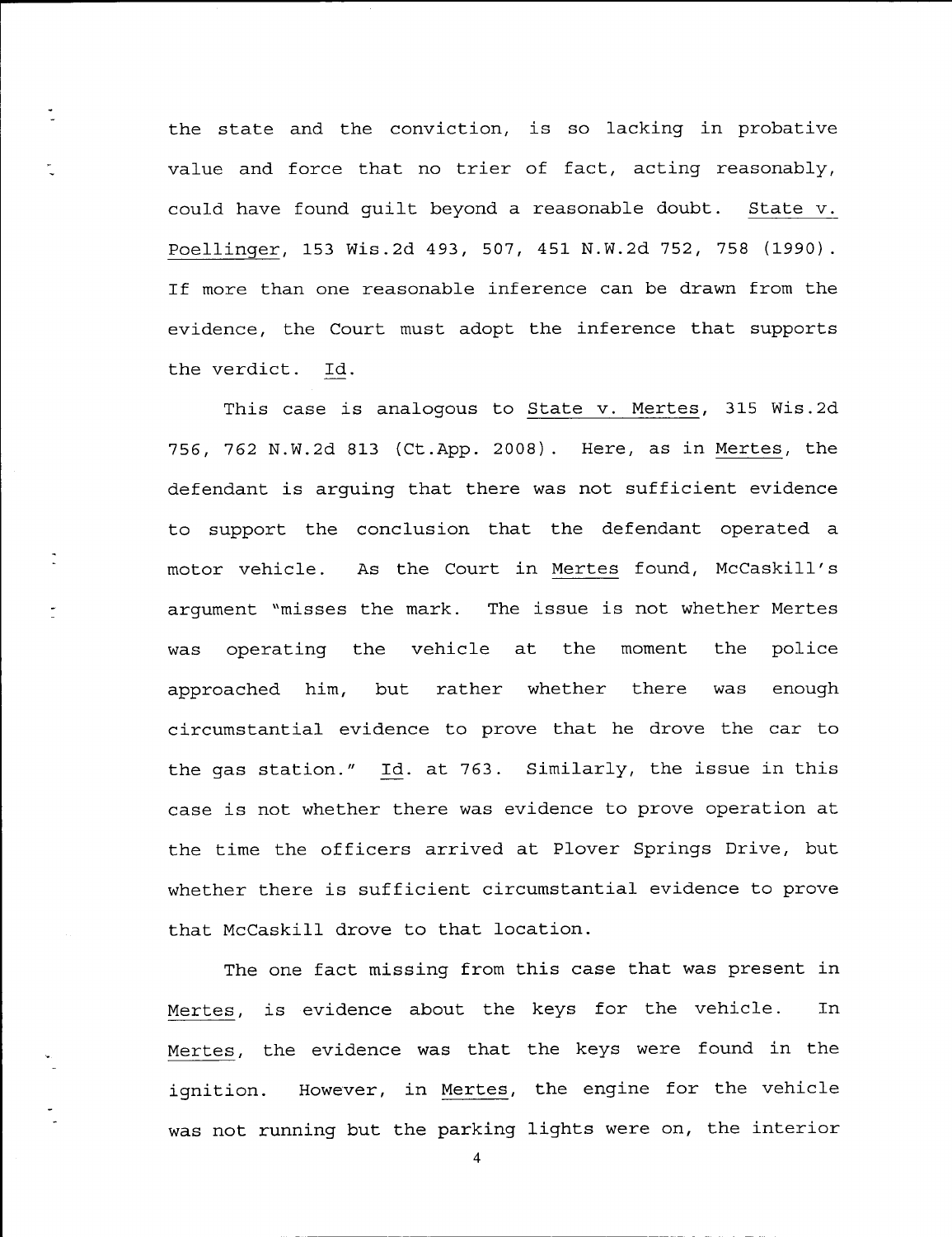the state and the conviction, is so lacking in probative value and force that no trier of fact, acting reasonably, could have found guilt beyond a reasonable doubt. State v. Poellinger, 153 Wis.2d 493, 507, 451 N.W.2d 752, 758 (1990). If more than one reasonable inference can be drawn from the evidence, the Court must adopt the inference that supports the verdict. Id.

This case is analogous to State v. Mertes, 315 Wis.2d 756, 762 N.W.2d 813 (Ct.App. 2008). Here, as in Mertes, the defendant is arguing that there was not sufficient evidence to support the conclusion that the defendant operated a motor vehicle. As the Court in Mertes found, McCaskill's argument "misses the mark. The issue is not whether Mertes was operating the vehicle at the moment the police approached him, but rather whether there was enough circumstantial evidence to prove that he drove the car to the gas station." Id. at 763. Similarly, the issue in this case is not whether there was evidence to prove operation at the time the officers arrived at Plover Springs Drive, but whether there is sufficient circumstantial evidence to prove that McCaskill drove to that location.

The one fact missing from this case that was present in Mertes, is evidence about the keys for the vehicle. In Mertes, the evidence was that the keys were found in the ignition. However, in Mertes, the engine for the vehicle was not running but the parking lights were on, the interior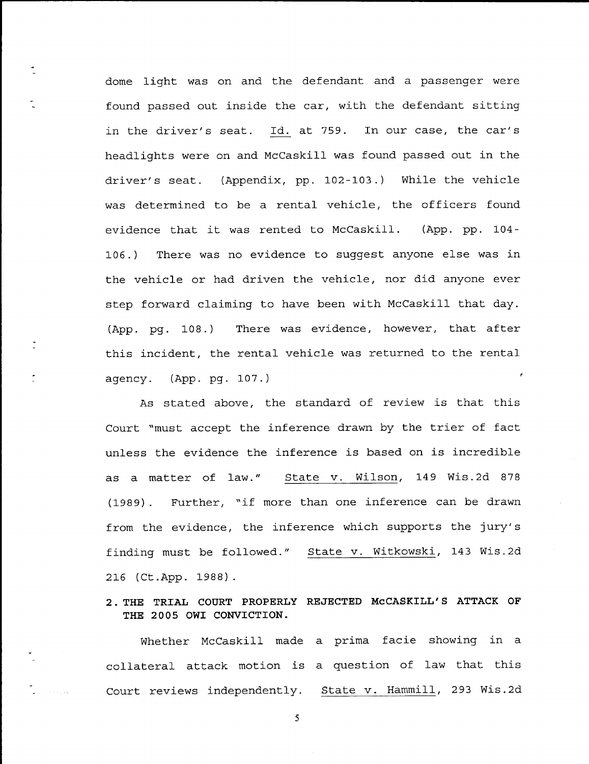dome light was on and the defendant and a passenger were found passed out inside the car, with the defendant sitting in the driver's seat. Id. at 759. In our case, the car's headlights were on and McCaskill was found passed out in the driver's seat. (Appendix, pp. 102-103.) While the vehicle was determined to be a rental vehicle, the officers found evidence that it was rented to McCaskill. (App. pp. 104-106.) There was no evidence to suggest anyone else was in the vehicle or had driven the vehicle, nor did anyone ever step forward claiming to have been with McCaskill that day. (App. pg. 108.) There was evidence, however, that after this incident, the rental vehicle was returned to the rental agency. (App. pg. 107.)

As stated above, the standard of review is that this Court "must accept the inference drawn by the trier of fact unless the evidence the inference is based on is incredible as a matter of law." State v. Wilson, 149 Wis.2d 878 (1989). Further, "if more than one inference can be drawn from the evidence, the inference which supports the jury's finding must be followed." State v. Witkowski, 143 Wis.2d 216 (Ct.App. 1988).

**2. THE TRIAL COURT PROPERLY REJECTED McCASKILL'S ATTACK OF THE 2005 OWI CONVICTION.**

Whether McCaskill made a prima facie showing in a collateral attack motion is a question of law that this Court reviews independently. State v. Hammill, 293 Wis.2d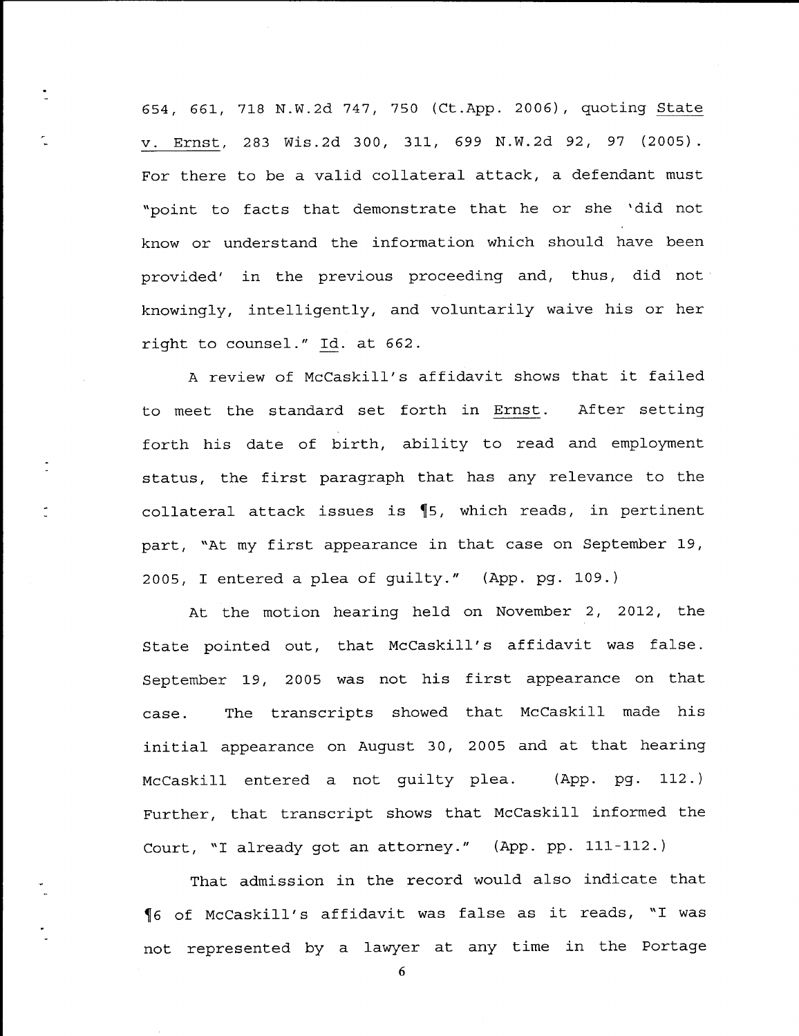654, 661, 718 N.W.2d 747, 750 (Ct.App. 2006), quoting State v. Ernst, 283 Wis.2d 300, 311, 699 N.W.2d 92, 97 (2005). For there to be a valid collateral attack, a defendant must "point to facts that demonstrate that he or she 'did not know or understand the information which should have been provided' in the previous proceeding and, thus, did not knowingly, intelligently, and voluntarily waive his or her right to counsel." Id. at 662.

A review of McCaskill's affidavit shows that it failed to meet the standard set forth in Ernst. After setting forth his date of birth, ability to read and employment status, the first paragraph that has any relevance to the collateral attack issues is ¶5, which reads, in pertinent part, "At my first appearance in that case on September 19, 2005, I entered a plea of guilty." (App. pg. 109.)

At the motion hearing held on November 2, 2012, the State pointed out, that McCaskill's affidavit was false. September 19, 2005 was not his first appearance on that case. The transcripts showed that McCaskill made his initial appearance on August 30, 2005 and at that hearing McCaskill entered a not guilty plea. (App. pg. 112.) Further, that transcript shows that McCaskill informed the Court, "I already got an attorney." (App. pp. 111-112.)

That admission in the record would also indicate that ¶6 of McCaskill's affidavit was false as it reads, "I was not represented by a lawyer at any time in the Portage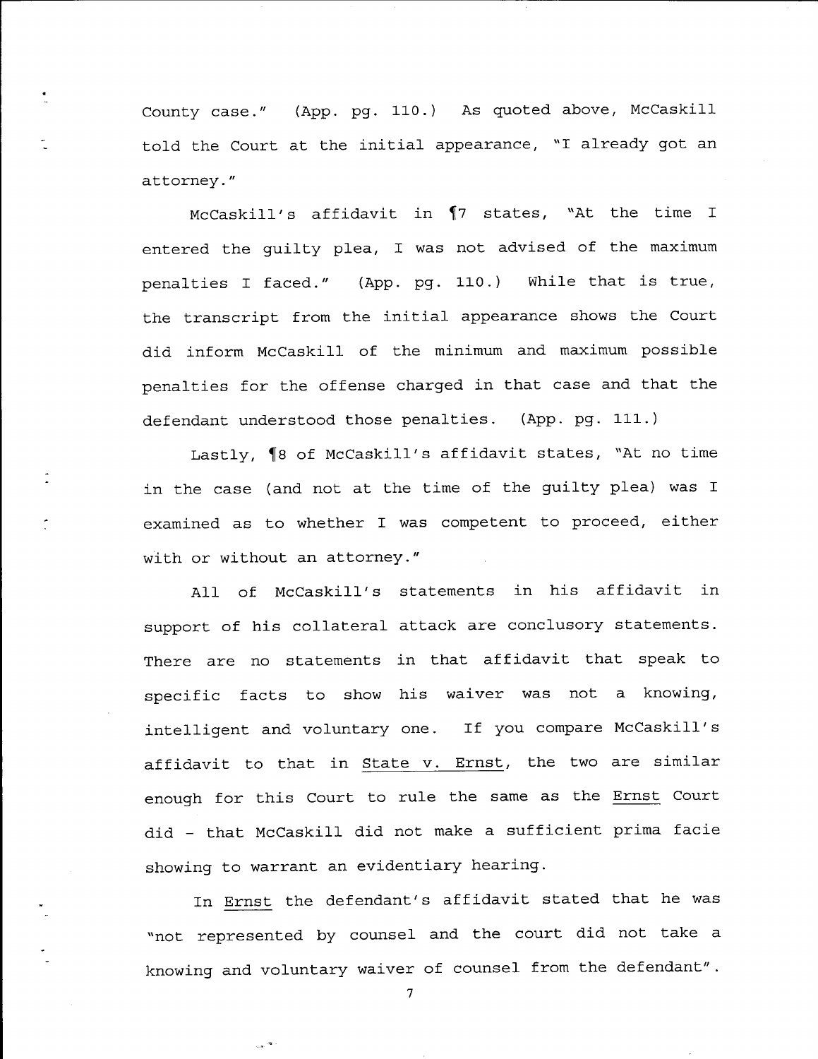County case." (App. pg. 110.) As quoted above, McCaskill told the Court at the initial appearance, "I already got an attorney."

McCaskill's affidavit in ¶7 states, "At the time I entered the guilty plea, I was not advised of the maximum penalties I faced." (App. pg. 110.) While that is true, the transcript from the initial appearance shows the Court did inform McCaskill of the minimum and maximum possible penalties for the offense charged in that case and that the defendant understood those penalties. (App. pg. 111.)

Lastly, ¶8 of McCaskill's affidavit states, "At no time in the case (and not at the time of the guilty plea) was I examined as to whether I was competent to proceed, either with or without an attorney."

All of McCaskill's statements in his affidavit in support of his collateral attack are conclusory statements. There are no statements in that affidavit that speak to specific facts to show his waiver was not a knowing, intelligent and voluntary one. If you compare McCaskill's affidavit to that in State v. Ernst, the two are similar enough for this Court to rule the same as the Ernst Court did - that McCaskill did not make a sufficient prima facie showing to warrant an evidentiary hearing.

In Ernst the defendant's affidavit stated that he was "not represented by counsel and the court did not take a knowing and voluntary waiver of counsel from the defendant".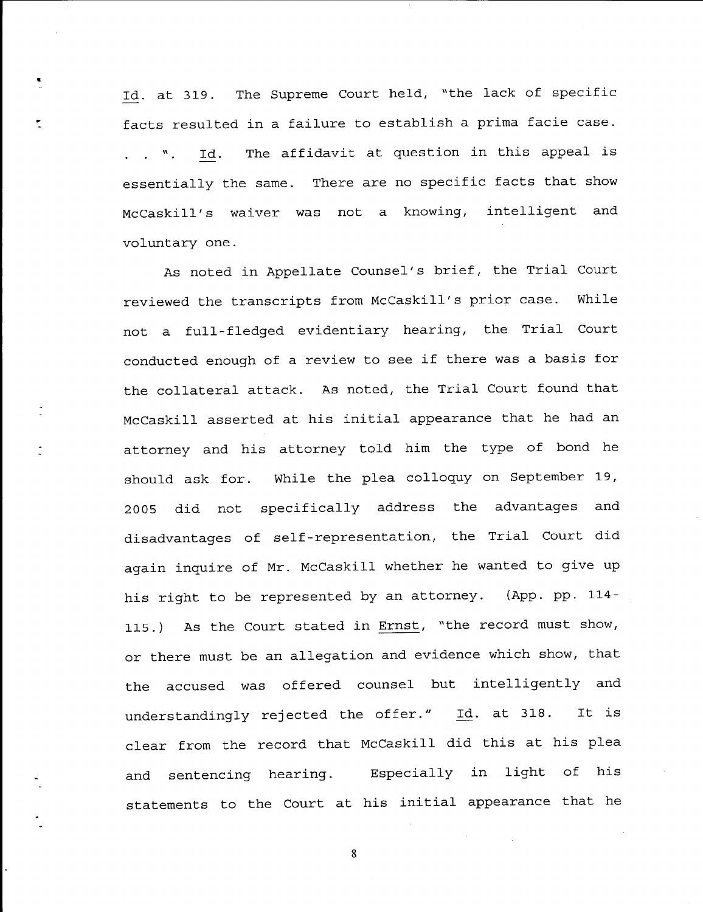_Id._ at 319. The Supreme Court held, "the lack of specific facts resulted in a failure to establish a prima facie case. . . ". _Id._ The affidavit at question in this appeal is essentially the same. There are no specific facts that show McCaskill's waiver was not a knowing, intelligent and voluntary one.

As noted in Appellate Counsel's brief, the Trial Court reviewed the transcripts from McCaskill's prior case. While not a full-fledged evidentiary hearing, the Trial Court conducted enough of a review to see if there was a basis for the collateral attack. As noted, the Trial Court found that McCaskill asserted at his initial appearance that he had an attorney and his attorney told him the type of bond he should ask for. While the plea colloquy on September 19, 2005 did not specifically address the advantages and disadvantages of self-representation, the Trial Court did again inquire of Mr. McCaskill whether he wanted to give up his right to be represented by an attorney. (App. pp. 114-115.) As the Court stated in _Ernst_, "the record must show, or there must be an allegation and evidence which show, that the accused was offered counsel but intelligently and understandingly rejected the offer." _Id._ at 318. It is clear from the record that McCaskill did this at his plea and sentencing hearing. Especially in light of his statements to the Court at his initial appearance that he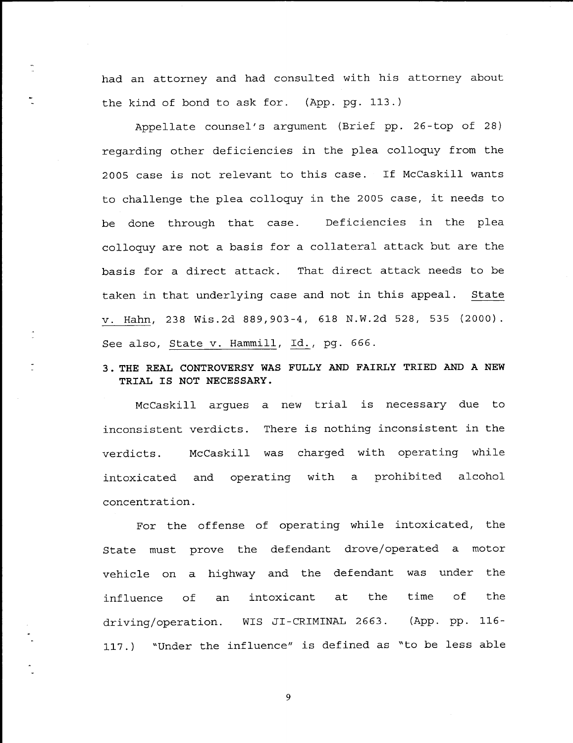had an attorney and had consulted with his attorney about the kind of bond to ask for. (App. pg. 113.)

Appellate counsel's argument (Brief pp. 26-top of 28) regarding other deficiencies in the plea colloquy from the 2005 case is not relevant to this case. If McCaskill wants to challenge the plea colloquy in the 2005 case, it needs to be done through that case. Deficiencies in the plea colloquy are not a basis for a collateral attack but are the basis for a direct attack. That direct attack needs to be taken in that underlying case and not in this appeal. State v. Hahn, 238 Wis.2d 889,903-4, 618 N.W.2d 528, 535 (2000). See also, State v. Hammill, Id., pg. 666.

**3. THE REAL CONTROVERSY WAS FULLY AND FAIRLY TRIED AND A NEW TRIAL IS NOT NECESSARY.**

McCaskill argues a new trial is necessary due to inconsistent verdicts. There is nothing inconsistent in the verdicts. McCaskill was charged with operating while intoxicated and operating with a prohibited alcohol concentration.

For the offense of operating while intoxicated, the State must prove the defendant drove/operated a motor vehicle on a highway and the defendant was under the influence of an intoxicant at the time of the driving/operation. WIS JI-CRIMINAL 2663. (App. pp. 116-117.) "Under the influence" is defined as "to be less able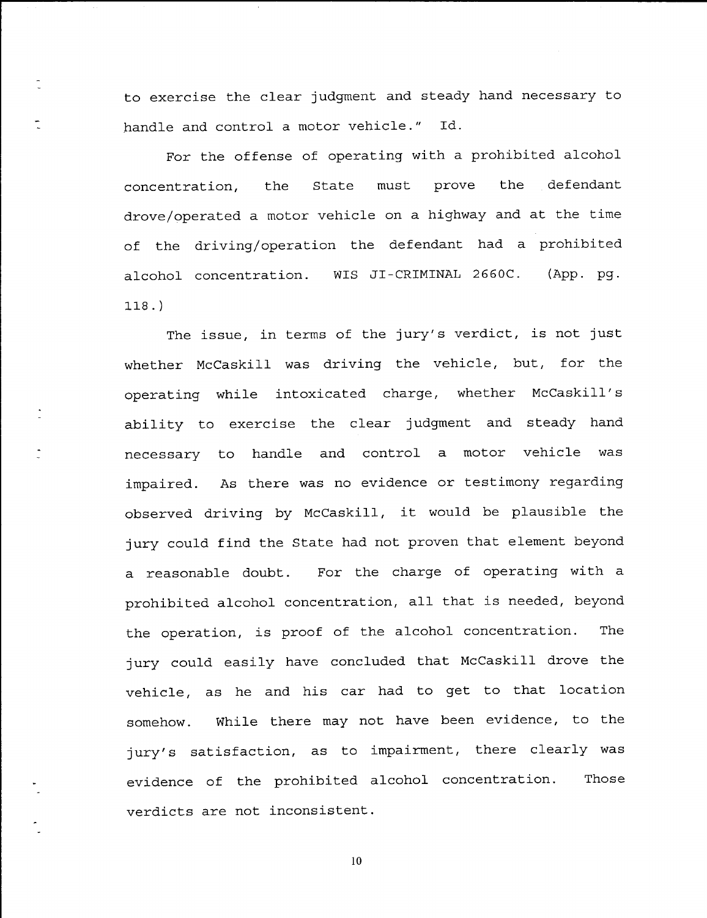to exercise the clear judgment and steady hand necessary to handle and control a motor vehicle." Id.

For the offense of operating with a prohibited alcohol concentration, the State must prove the defendant drove/operated a motor vehicle on a highway and at the time of the driving/operation the defendant had a prohibited alcohol concentration. WIS JI-CRIMINAL 2660C. (App. pg. 118.)

The issue, in terms of the jury's verdict, is not just whether McCaskill was driving the vehicle, but, for the operating while intoxicated charge, whether McCaskill's ability to exercise the clear judgment and steady hand necessary to handle and control a motor vehicle was impaired. As there was no evidence or testimony regarding observed driving by McCaskill, it would be plausible the jury could find the State had not proven that element beyond a reasonable doubt. For the charge of operating with a prohibited alcohol concentration, all that is needed, beyond the operation, is proof of the alcohol concentration. The jury could easily have concluded that McCaskill drove the vehicle, as he and his car had to get to that location somehow. While there may not have been evidence, to the jury's satisfaction, as to impairment, there clearly was evidence of the prohibited alcohol concentration. Those verdicts are not inconsistent.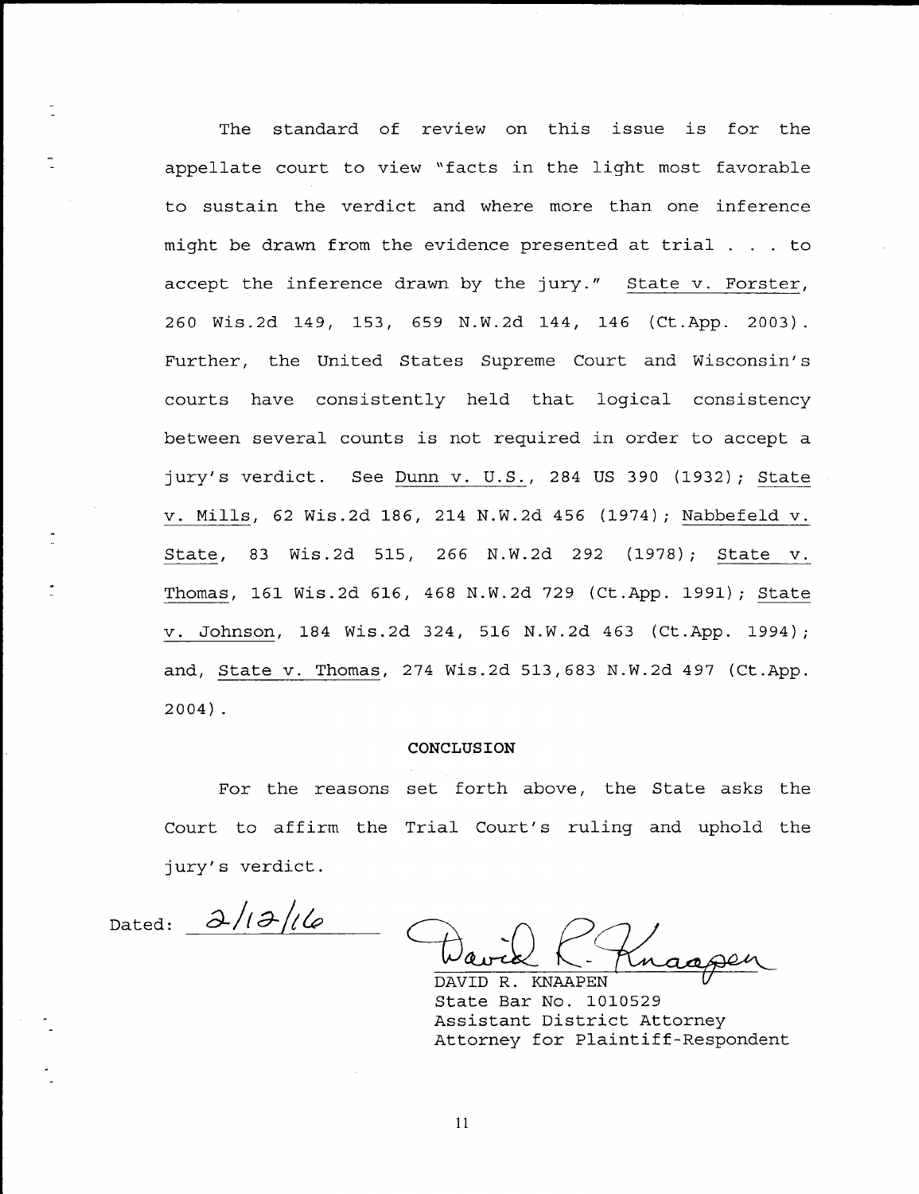The standard of review on this issue is for the appellate court to view "facts in the light most favorable to sustain the verdict and where more than one inference might be drawn from the evidence presented at trial . . . to accept the inference drawn by the jury." State v. Forster, 260 Wis.2d 149, 153, 659 N.W.2d 144, 146 (Ct.App. 2003). Further, the United States Supreme Court and Wisconsin's courts have consistently held that logical consistency between several counts is not required in order to accept a jury's verdict. See Dunn v. U.S., 284 US 390 (1932); State v. Mills, 62 Wis.2d 186, 214 N.W.2d 456 (1974); Nabbefeld v. State, 83 Wis.2d 515, 266 N.W.2d 292 (1978); State v. Thomas, 161 Wis.2d 616, 468 N.W.2d 729 (Ct.App. 1991); State v. Johnson, 184 Wis.2d 324, 516 N.W.2d 463 (Ct.App. 1994); and, State v. Thomas, 274 Wis.2d 513,683 N.W.2d 497 (Ct.App. 2004).

**CONCLUSION**

For the reasons set forth above, the State asks the Court to affirm the Trial Court's ruling and uphold the jury's verdict.

Dated: 2/12/16

DAVID R. KNAAPEN
State Bar No. 1010529
Assistant District Attorney
Attorney for Plaintiff-Respondent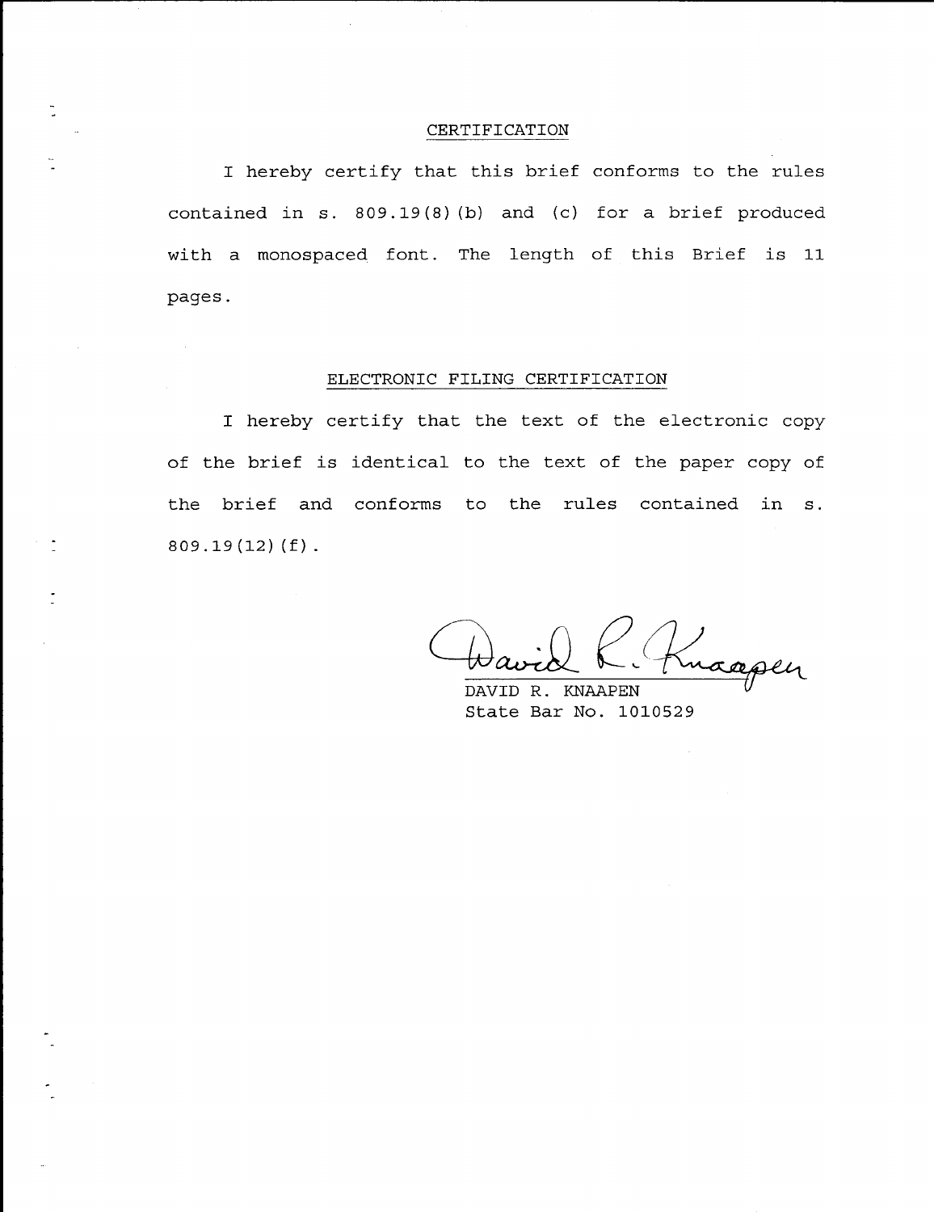## CERTIFICATION

I hereby certify that this brief conforms to the rules contained in s. 809.19(8)(b) and (c) for a brief produced with a monospaced font. The length of this Brief is 11 pages.

## ELECTRONIC FILING CERTIFICATION

I hereby certify that the text of the electronic copy of the brief is identical to the text of the paper copy of the brief and conforms to the rules contained in s. 809.19(12)(f).

DAVID R. KNAAPEN
State Bar No. 1010529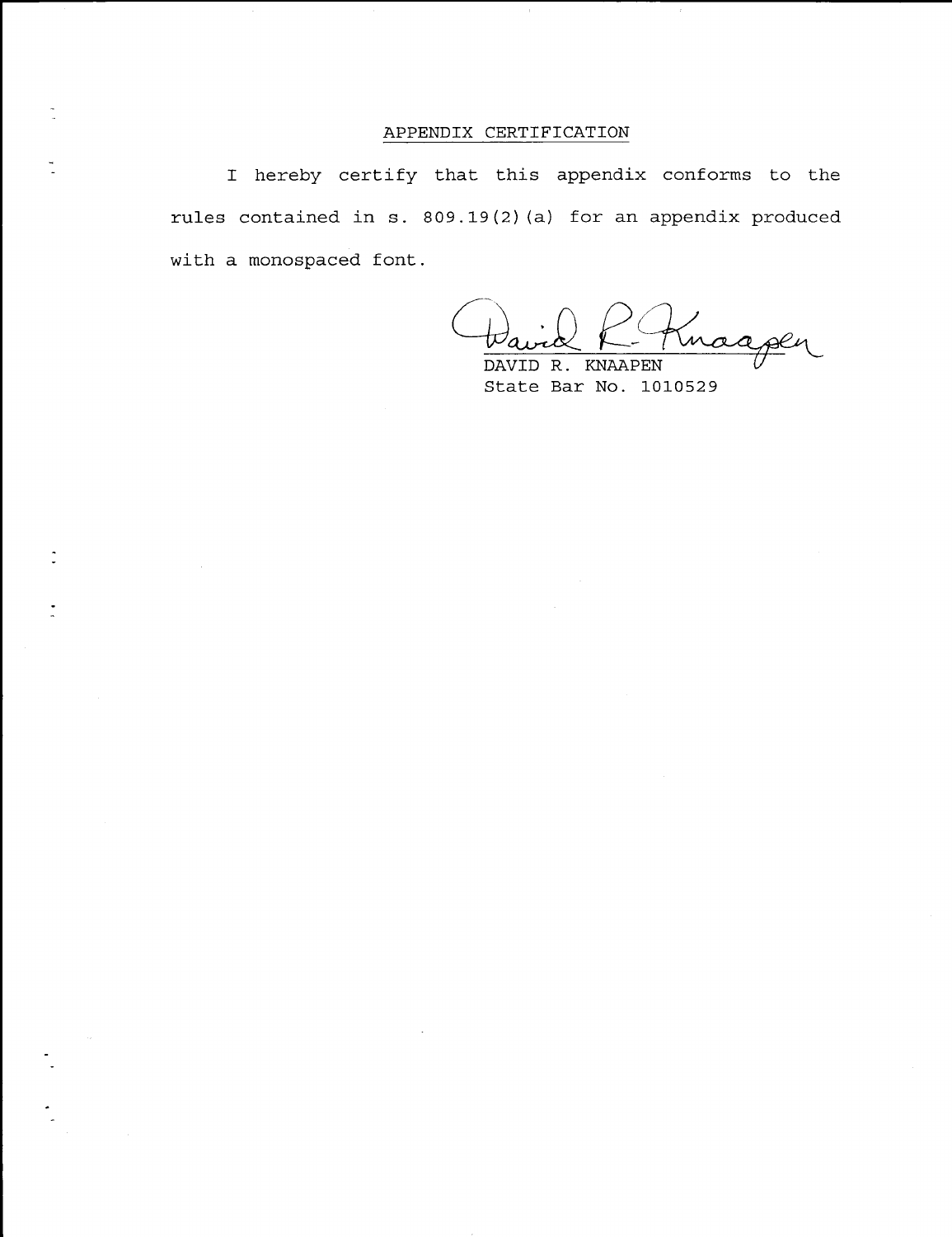## APPENDIX CERTIFICATION

I hereby certify that this appendix conforms to the rules contained in s. 809.19(2)(a) for an appendix produced with a monospaced font.

DAVID R. KNAAPEN
State Bar No. 1010529